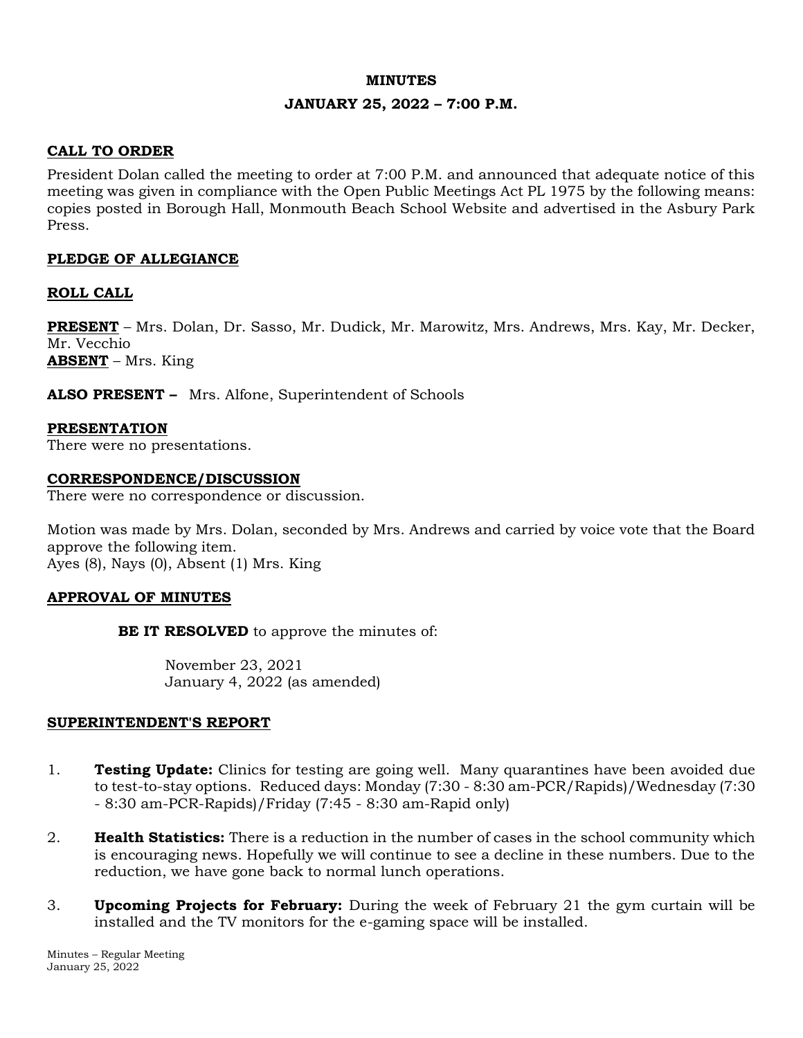# MINUTES

## JANUARY 25, 2022 – 7:00 P.M.

## CALL TO ORDER

President Dolan called the meeting to order at 7:00 P.M. and announced that adequate notice of this meeting was given in compliance with the Open Public Meetings Act PL 1975 by the following means: copies posted in Borough Hall, Monmouth Beach School Website and advertised in the Asbury Park Press.

## PLEDGE OF ALLEGIANCE

## ROLL CALL

**PRESENT** – Mrs. Dolan, Dr. Sasso, Mr. Dudick, Mr. Marowitz, Mrs. Andrews, Mrs. Kay, Mr. Decker, Mr. Vecchio
**ABSENT** – Mrs. King

**ALSO PRESENT –** Mrs. Alfone, Superintendent of Schools

## PRESENTATION

There were no presentations.

## CORRESPONDENCE/DISCUSSION

There were no correspondence or discussion.

Motion was made by Mrs. Dolan, seconded by Mrs. Andrews and carried by voice vote that the Board approve the following item.
Ayes (8), Nays (0), Absent (1) Mrs. King

## APPROVAL OF MINUTES

**BE IT RESOLVED** to approve the minutes of:

November 23, 2021
January 4, 2022 (as amended)

## SUPERINTENDENT'S REPORT

1. **Testing Update:** Clinics for testing are going well. Many quarantines have been avoided due to test-to-stay options. Reduced days: Monday (7:30 - 8:30 am-PCR/Rapids)/Wednesday (7:30 - 8:30 am-PCR-Rapids)/Friday (7:45 - 8:30 am-Rapid only)
2. **Health Statistics:** There is a reduction in the number of cases in the school community which is encouraging news. Hopefully we will continue to see a decline in these numbers. Due to the reduction, we have gone back to normal lunch operations.
3. **Upcoming Projects for February:** During the week of February 21 the gym curtain will be installed and the TV monitors for the e-gaming space will be installed.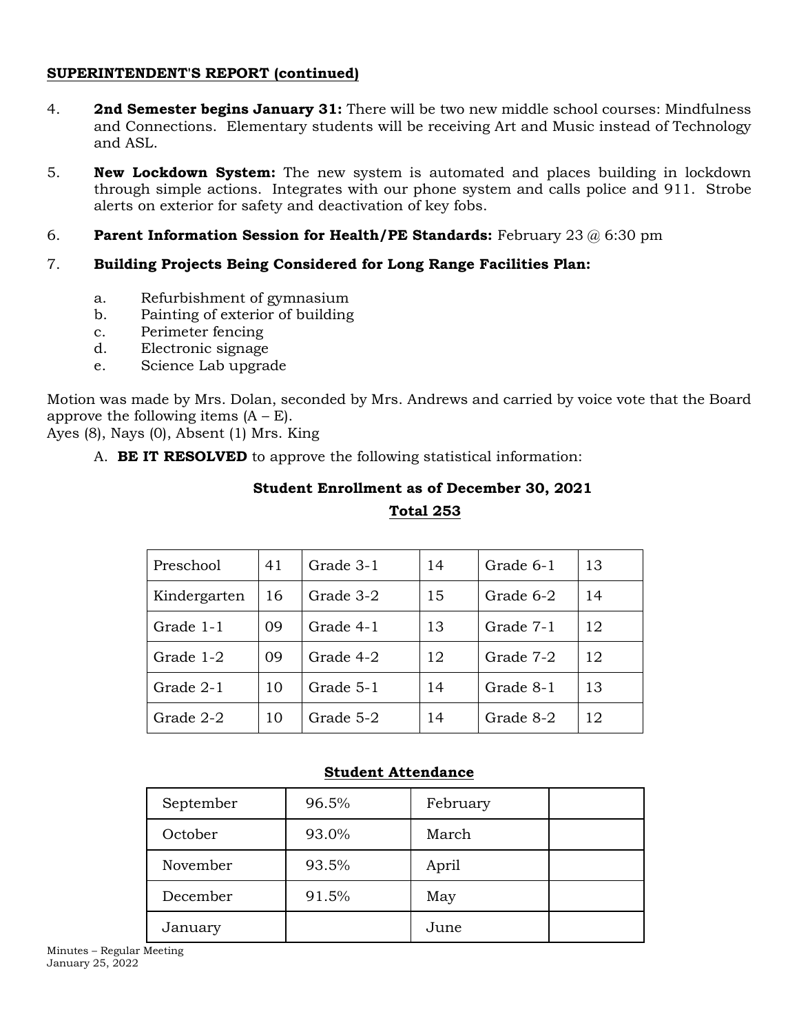**SUPERINTENDENT'S REPORT (continued)**

4. **2nd Semester begins January 31:** There will be two new middle school courses: Mindfulness and Connections. Elementary students will be receiving Art and Music instead of Technology and ASL.

5. **New Lockdown System:** The new system is automated and places building in lockdown through simple actions. Integrates with our phone system and calls police and 911. Strobe alerts on exterior for safety and deactivation of key fobs.

6. **Parent Information Session for Health/PE Standards:** February 23 @ 6:30 pm

7. **Building Projects Being Considered for Long Range Facilities Plan:**

   a. Refurbishment of gymnasium
   b. Painting of exterior of building
   c. Perimeter fencing
   d. Electronic signage
   e. Science Lab upgrade

Motion was made by Mrs. Dolan, seconded by Mrs. Andrews and carried by voice vote that the Board approve the following items (A – E).
Ayes (8), Nays (0), Absent (1) Mrs. King

A. **BE IT RESOLVED** to approve the following statistical information:

**Student Enrollment as of December 30, 2021**

**Total 253**

| | | | | | |
|---|---|---|---|---|---|
| Preschool | 41 | Grade 3-1 | 14 | Grade 6-1 | 13 |
| Kindergarten | 16 | Grade 3-2 | 15 | Grade 6-2 | 14 |
| Grade 1-1 | 09 | Grade 4-1 | 13 | Grade 7-1 | 12 |
| Grade 1-2 | 09 | Grade 4-2 | 12 | Grade 7-2 | 12 |
| Grade 2-1 | 10 | Grade 5-1 | 14 | Grade 8-1 | 13 |
| Grade 2-2 | 10 | Grade 5-2 | 14 | Grade 8-2 | 12 |

**Student Attendance**

| | | | |
|---|---|---|---|
| September | 96.5% | February | |
| October | 93.0% | March | |
| November | 93.5% | April | |
| December | 91.5% | May | |
| January | | June | |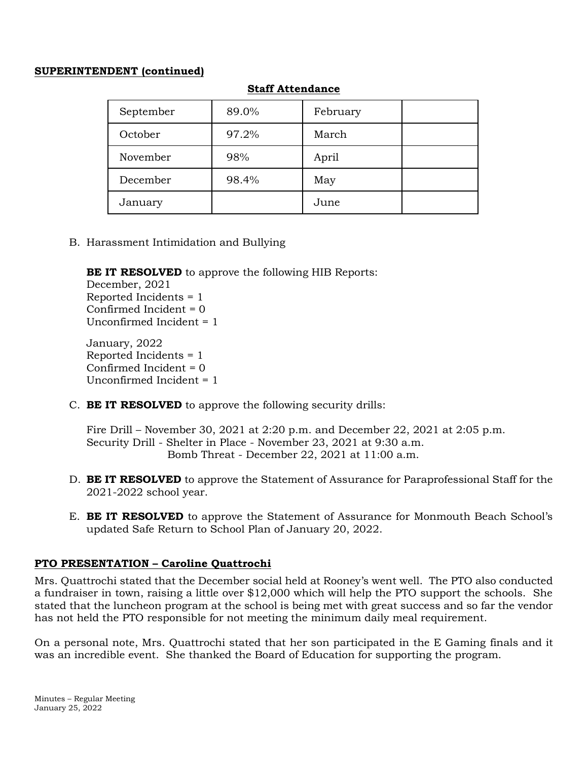**SUPERINTENDENT (continued)**

**Staff Attendance**

| September | 89.0% | February | |
|---|---|---|---|
| October | 97.2% | March | |
| November | 98% | April | |
| December | 98.4% | May | |
| January | | June | |

B. Harassment Intimidation and Bullying

**BE IT RESOLVED** to approve the following HIB Reports:
December, 2021
Reported Incidents = 1
Confirmed Incident = 0
Unconfirmed Incident = 1

January, 2022
Reported Incidents = 1
Confirmed Incident = 0
Unconfirmed Incident = 1

C. **BE IT RESOLVED** to approve the following security drills:

Fire Drill – November 30, 2021 at 2:20 p.m. and December 22, 2021 at 2:05 p.m.
Security Drill - Shelter in Place - November 23, 2021 at 9:30 a.m.
Bomb Threat - December 22, 2021 at 11:00 a.m.

D. **BE IT RESOLVED** to approve the Statement of Assurance for Paraprofessional Staff for the 2021-2022 school year.

E. **BE IT RESOLVED** to approve the Statement of Assurance for Monmouth Beach School's updated Safe Return to School Plan of January 20, 2022.

**PTO PRESENTATION – Caroline Quattrochi**

Mrs. Quattrochi stated that the December social held at Rooney's went well. The PTO also conducted a fundraiser in town, raising a little over $12,000 which will help the PTO support the schools. She stated that the luncheon program at the school is being met with great success and so far the vendor has not held the PTO responsible for not meeting the minimum daily meal requirement.

On a personal note, Mrs. Quattrochi stated that her son participated in the E Gaming finals and it was an incredible event. She thanked the Board of Education for supporting the program.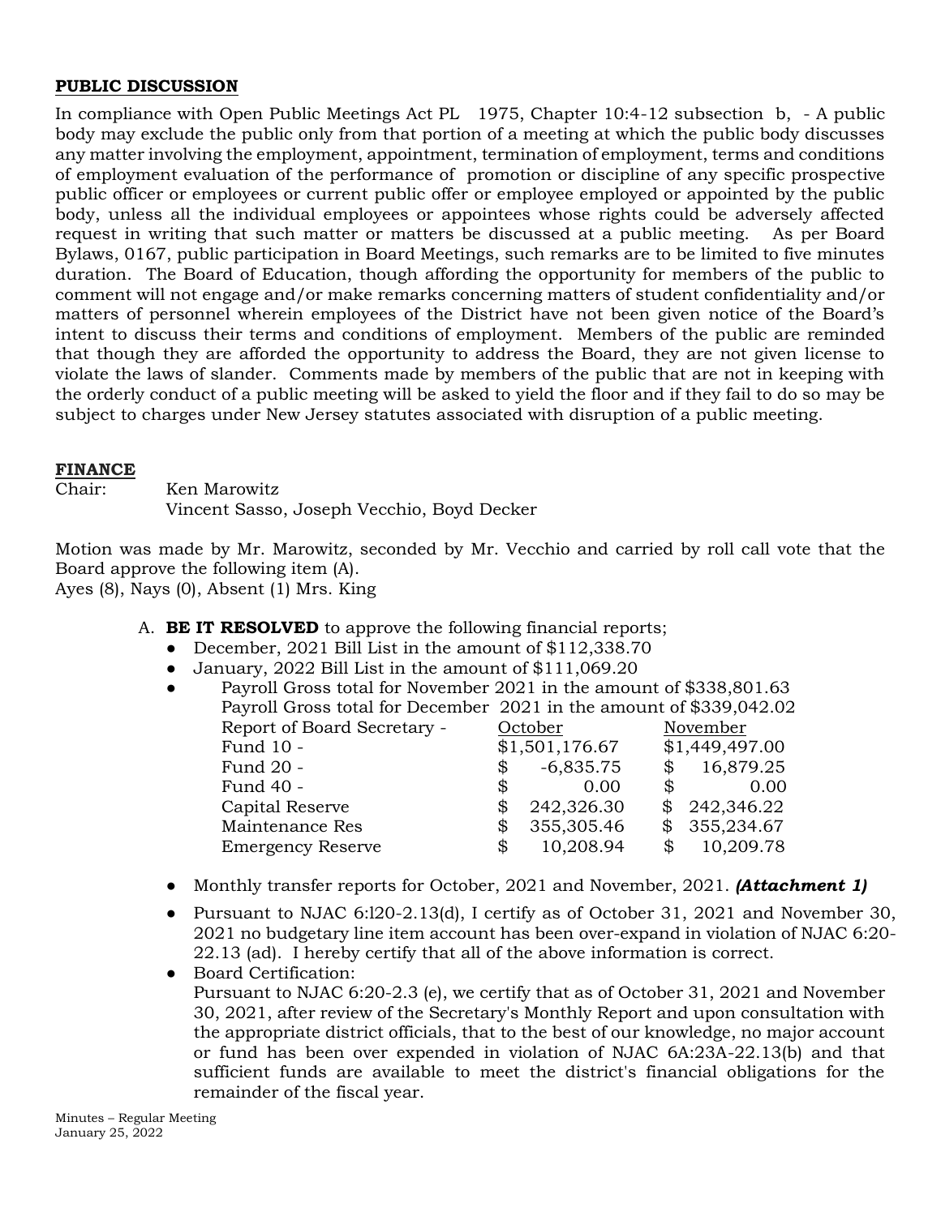**PUBLIC DISCUSSION**

In compliance with Open Public Meetings Act PL 1975, Chapter 10:4-12 subsection b, - A public body may exclude the public only from that portion of a meeting at which the public body discusses any matter involving the employment, appointment, termination of employment, terms and conditions of employment evaluation of the performance of promotion or discipline of any specific prospective public officer or employees or current public offer or employee employed or appointed by the public body, unless all the individual employees or appointees whose rights could be adversely affected request in writing that such matter or matters be discussed at a public meeting. As per Board Bylaws, 0167, public participation in Board Meetings, such remarks are to be limited to five minutes duration. The Board of Education, though affording the opportunity for members of the public to comment will not engage and/or make remarks concerning matters of student confidentiality and/or matters of personnel wherein employees of the District have not been given notice of the Board's intent to discuss their terms and conditions of employment. Members of the public are reminded that though they are afforded the opportunity to address the Board, they are not given license to violate the laws of slander. Comments made by members of the public that are not in keeping with the orderly conduct of a public meeting will be asked to yield the floor and if they fail to do so may be subject to charges under New Jersey statutes associated with disruption of a public meeting.

**FINANCE**

Chair: Ken Marowitz
Vincent Sasso, Joseph Vecchio, Boyd Decker

Motion was made by Mr. Marowitz, seconded by Mr. Vecchio and carried by roll call vote that the Board approve the following item (A).
Ayes (8), Nays (0), Absent (1) Mrs. King

A. **BE IT RESOLVED** to approve the following financial reports;
   - December, 2021 Bill List in the amount of $112,338.70
   - January, 2022 Bill List in the amount of $111,069.20
   - Payroll Gross total for November 2021 in the amount of $338,801.63
     Payroll Gross total for December 2021 in the amount of $339,042.02

| Report of Board Secretary - | October | November |
|---|---|---|
| Fund 10 - | $1,501,176.67 | $1,449,497.00 |
| Fund 20 - | $ -6,835.75 | $ 16,879.25 |
| Fund 40 - | $ 0.00 | $ 0.00 |
| Capital Reserve | $ 242,326.30 | $ 242,346.22 |
| Maintenance Res | $ 355,305.46 | $ 355,234.67 |
| Emergency Reserve | $ 10,208.94 | $ 10,209.78 |

   - Monthly transfer reports for October, 2021 and November, 2021. ***(Attachment 1)***
   - Pursuant to NJAC 6:l20-2.13(d), I certify as of October 31, 2021 and November 30, 2021 no budgetary line item account has been over-expand in violation of NJAC 6:20-22.13 (ad). I hereby certify that all of the above information is correct.
   - Board Certification:
     Pursuant to NJAC 6:20-2.3 (e), we certify that as of October 31, 2021 and November 30, 2021, after review of the Secretary's Monthly Report and upon consultation with the appropriate district officials, that to the best of our knowledge, no major account or fund has been over expended in violation of NJAC 6A:23A-22.13(b) and that sufficient funds are available to meet the district's financial obligations for the remainder of the fiscal year.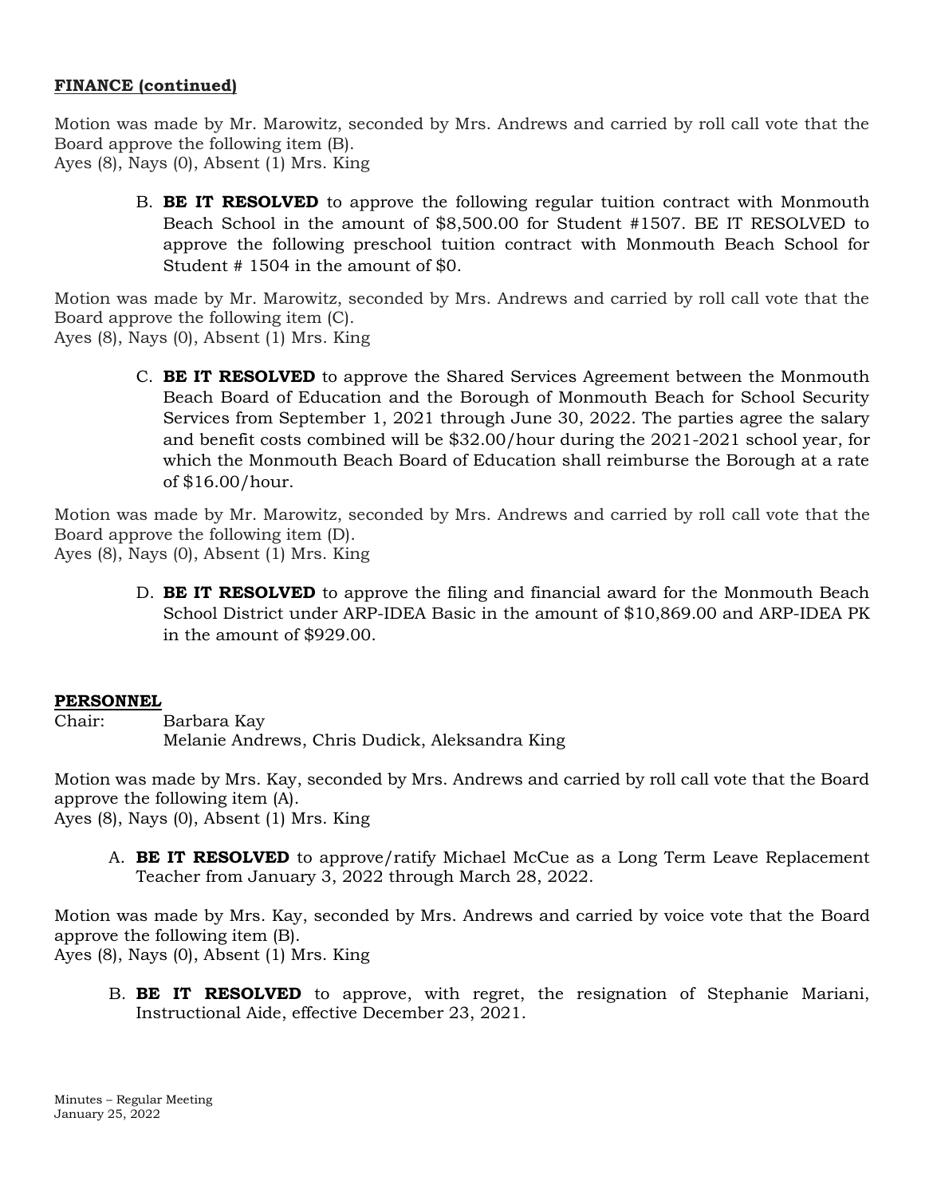**FINANCE (continued)**

Motion was made by Mr. Marowitz, seconded by Mrs. Andrews and carried by roll call vote that the Board approve the following item (B).
Ayes (8), Nays (0), Absent (1) Mrs. King

B. **BE IT RESOLVED** to approve the following regular tuition contract with Monmouth Beach School in the amount of $8,500.00 for Student #1507. BE IT RESOLVED to approve the following preschool tuition contract with Monmouth Beach School for Student # 1504 in the amount of $0.

Motion was made by Mr. Marowitz, seconded by Mrs. Andrews and carried by roll call vote that the Board approve the following item (C).
Ayes (8), Nays (0), Absent (1) Mrs. King

C. **BE IT RESOLVED** to approve the Shared Services Agreement between the Monmouth Beach Board of Education and the Borough of Monmouth Beach for School Security Services from September 1, 2021 through June 30, 2022. The parties agree the salary and benefit costs combined will be $32.00/hour during the 2021-2021 school year, for which the Monmouth Beach Board of Education shall reimburse the Borough at a rate of $16.00/hour.

Motion was made by Mr. Marowitz, seconded by Mrs. Andrews and carried by roll call vote that the Board approve the following item (D).
Ayes (8), Nays (0), Absent (1) Mrs. King

D. **BE IT RESOLVED** to approve the filing and financial award for the Monmouth Beach School District under ARP-IDEA Basic in the amount of $10,869.00 and ARP-IDEA PK in the amount of $929.00.

**PERSONNEL**

Chair: Barbara Kay
Melanie Andrews, Chris Dudick, Aleksandra King

Motion was made by Mrs. Kay, seconded by Mrs. Andrews and carried by roll call vote that the Board approve the following item (A).
Ayes (8), Nays (0), Absent (1) Mrs. King

A. **BE IT RESOLVED** to approve/ratify Michael McCue as a Long Term Leave Replacement Teacher from January 3, 2022 through March 28, 2022.

Motion was made by Mrs. Kay, seconded by Mrs. Andrews and carried by voice vote that the Board approve the following item (B).
Ayes (8), Nays (0), Absent (1) Mrs. King

B. **BE IT RESOLVED** to approve, with regret, the resignation of Stephanie Mariani, Instructional Aide, effective December 23, 2021.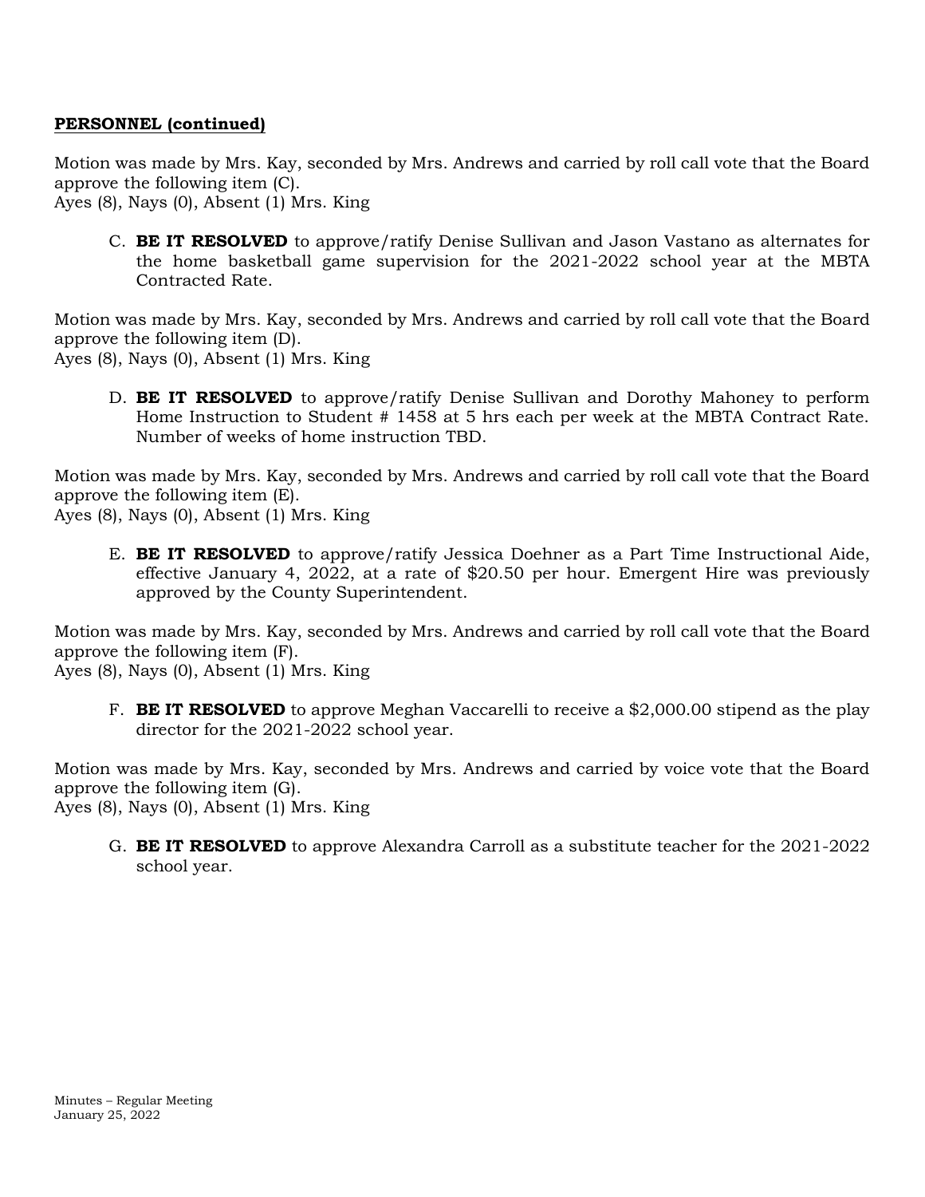**PERSONNEL (continued)**

Motion was made by Mrs. Kay, seconded by Mrs. Andrews and carried by roll call vote that the Board approve the following item (C).
Ayes (8), Nays (0), Absent (1) Mrs. King

C. **BE IT RESOLVED** to approve/ratify Denise Sullivan and Jason Vastano as alternates for the home basketball game supervision for the 2021-2022 school year at the MBTA Contracted Rate.

Motion was made by Mrs. Kay, seconded by Mrs. Andrews and carried by roll call vote that the Board approve the following item (D).
Ayes (8), Nays (0), Absent (1) Mrs. King

D. **BE IT RESOLVED** to approve/ratify Denise Sullivan and Dorothy Mahoney to perform Home Instruction to Student # 1458 at 5 hrs each per week at the MBTA Contract Rate. Number of weeks of home instruction TBD.

Motion was made by Mrs. Kay, seconded by Mrs. Andrews and carried by roll call vote that the Board approve the following item (E).
Ayes (8), Nays (0), Absent (1) Mrs. King

E. **BE IT RESOLVED** to approve/ratify Jessica Doehner as a Part Time Instructional Aide, effective January 4, 2022, at a rate of $20.50 per hour. Emergent Hire was previously approved by the County Superintendent.

Motion was made by Mrs. Kay, seconded by Mrs. Andrews and carried by roll call vote that the Board approve the following item (F).
Ayes (8), Nays (0), Absent (1) Mrs. King

F. **BE IT RESOLVED** to approve Meghan Vaccarelli to receive a $2,000.00 stipend as the play director for the 2021-2022 school year.

Motion was made by Mrs. Kay, seconded by Mrs. Andrews and carried by voice vote that the Board approve the following item (G).
Ayes (8), Nays (0), Absent (1) Mrs. King

G. **BE IT RESOLVED** to approve Alexandra Carroll as a substitute teacher for the 2021-2022 school year.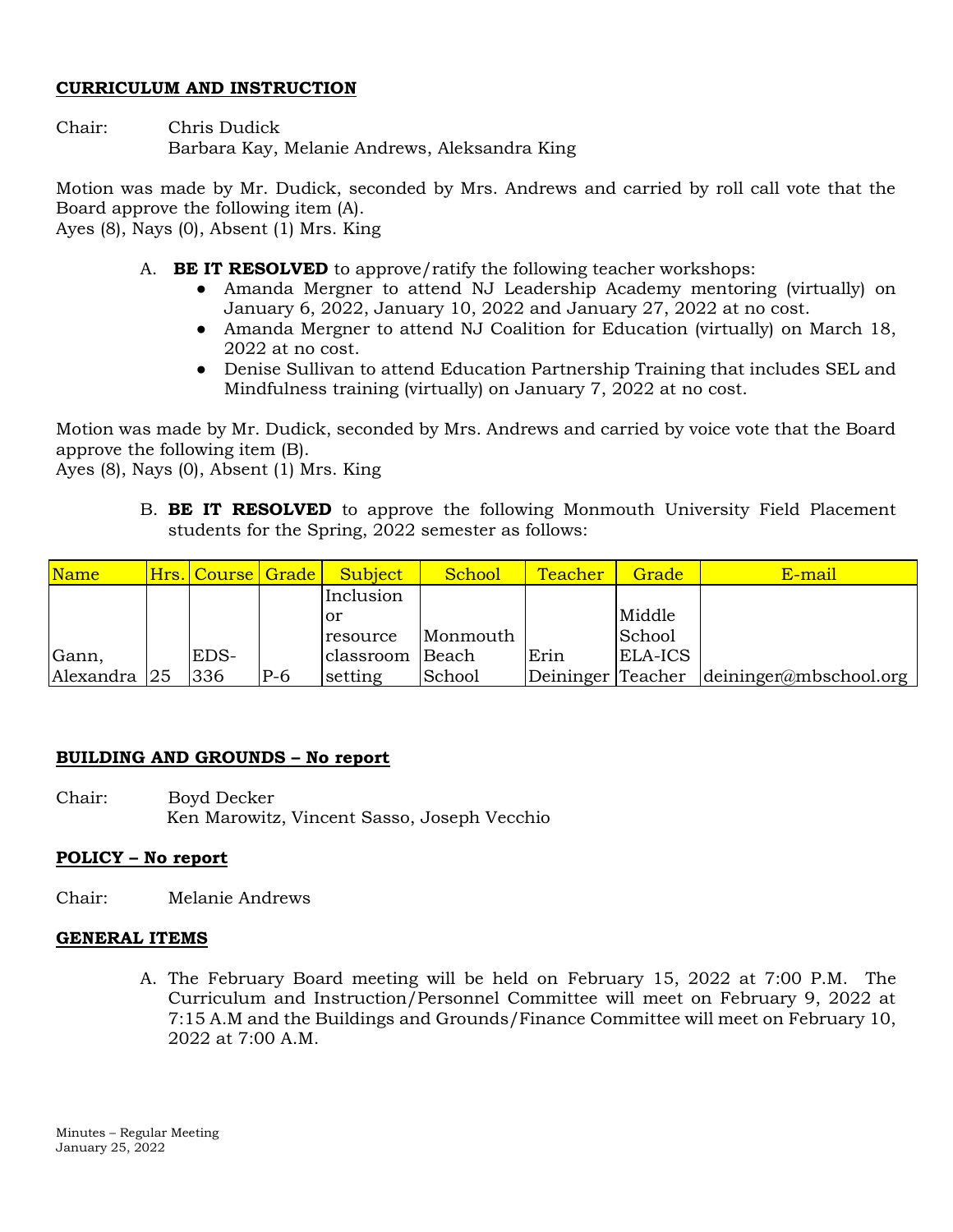**CURRICULUM AND INSTRUCTION**

Chair: Chris Dudick
Barbara Kay, Melanie Andrews, Aleksandra King

Motion was made by Mr. Dudick, seconded by Mrs. Andrews and carried by roll call vote that the Board approve the following item (A).
Ayes (8), Nays (0), Absent (1) Mrs. King

A. **BE IT RESOLVED** to approve/ratify the following teacher workshops:
   - Amanda Mergner to attend NJ Leadership Academy mentoring (virtually) on January 6, 2022, January 10, 2022 and January 27, 2022 at no cost.
   - Amanda Mergner to attend NJ Coalition for Education (virtually) on March 18, 2022 at no cost.
   - Denise Sullivan to attend Education Partnership Training that includes SEL and Mindfulness training (virtually) on January 7, 2022 at no cost.

Motion was made by Mr. Dudick, seconded by Mrs. Andrews and carried by voice vote that the Board approve the following item (B).
Ayes (8), Nays (0), Absent (1) Mrs. King

B. **BE IT RESOLVED** to approve the following Monmouth University Field Placement students for the Spring, 2022 semester as follows:

| Name | Hrs. | Course | Grade | Subject | School | Teacher | Grade | E-mail |
|---|---|---|---|---|---|---|---|---|
| Gann, Alexandra | 25 | EDS-336 | P-6 | Inclusion or resource classroom setting | Monmouth Beach School | Erin Deininger | Middle School ELA-ICS Teacher | deininger@mbschool.org |

**BUILDING AND GROUNDS – No report**

Chair: Boyd Decker
Ken Marowitz, Vincent Sasso, Joseph Vecchio

**POLICY – No report**

Chair: Melanie Andrews

**GENERAL ITEMS**

A. The February Board meeting will be held on February 15, 2022 at 7:00 P.M. The Curriculum and Instruction/Personnel Committee will meet on February 9, 2022 at 7:15 A.M and the Buildings and Grounds/Finance Committee will meet on February 10, 2022 at 7:00 A.M.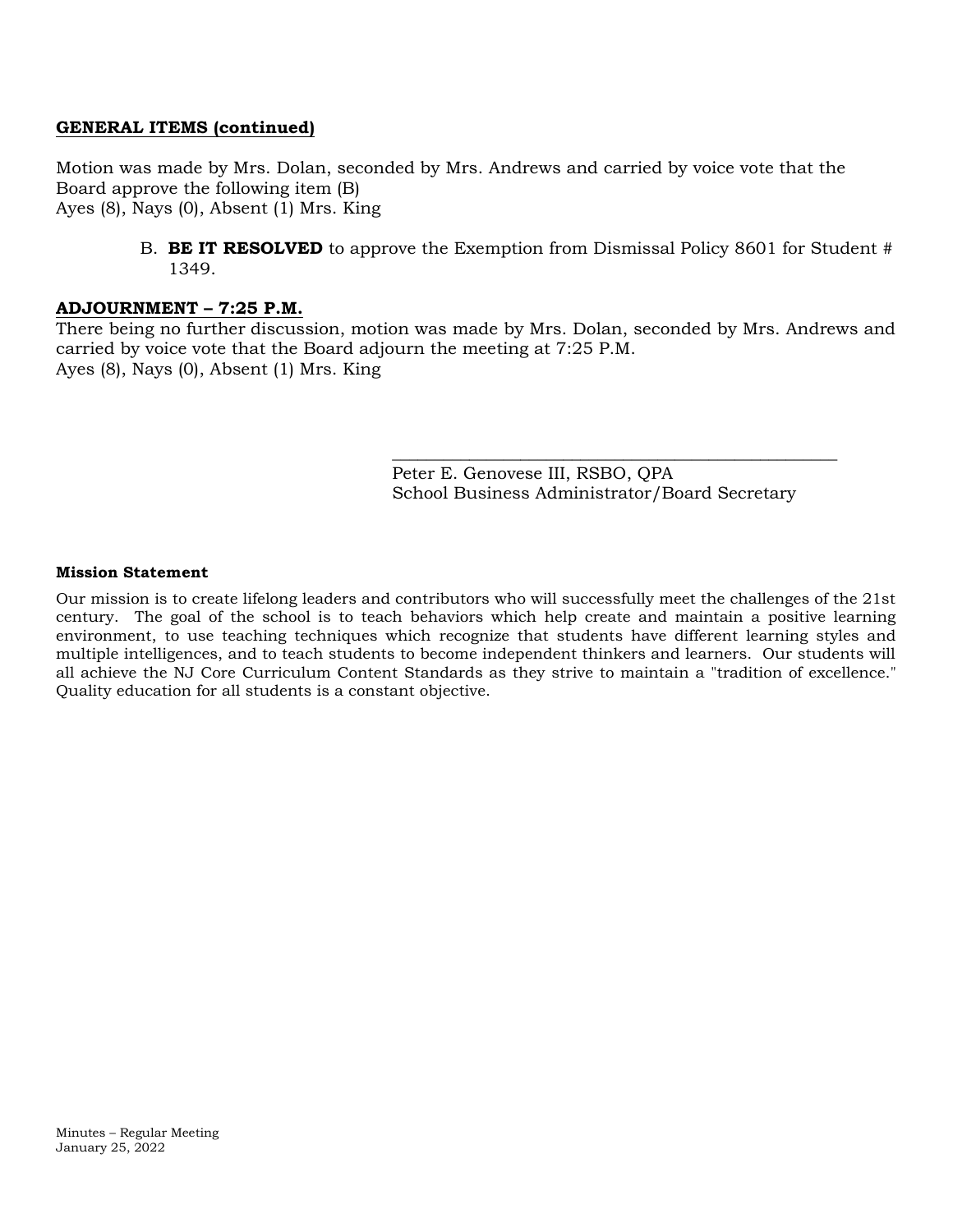**GENERAL ITEMS (continued)**

Motion was made by Mrs. Dolan, seconded by Mrs. Andrews and carried by voice vote that the Board approve the following item (B)
Ayes (8), Nays (0), Absent (1) Mrs. King

B. **BE IT RESOLVED** to approve the Exemption from Dismissal Policy 8601 for Student # 1349.

**ADJOURNMENT – 7:25 P.M.**

There being no further discussion, motion was made by Mrs. Dolan, seconded by Mrs. Andrews and carried by voice vote that the Board adjourn the meeting at 7:25 P.M.
Ayes (8), Nays (0), Absent (1) Mrs. King

\_\_\_\_\_\_\_\_\_\_\_\_\_\_\_\_\_\_\_\_\_\_\_\_\_\_\_\_\_\_\_\_\_\_\_\_\_\_\_\_\_\_\_\_\_\_\_\_
Peter E. Genovese III, RSBO, QPA
School Business Administrator/Board Secretary

**Mission Statement**

Our mission is to create lifelong leaders and contributors who will successfully meet the challenges of the 21st century. The goal of the school is to teach behaviors which help create and maintain a positive learning environment, to use teaching techniques which recognize that students have different learning styles and multiple intelligences, and to teach students to become independent thinkers and learners. Our students will all achieve the NJ Core Curriculum Content Standards as they strive to maintain a "tradition of excellence." Quality education for all students is a constant objective.